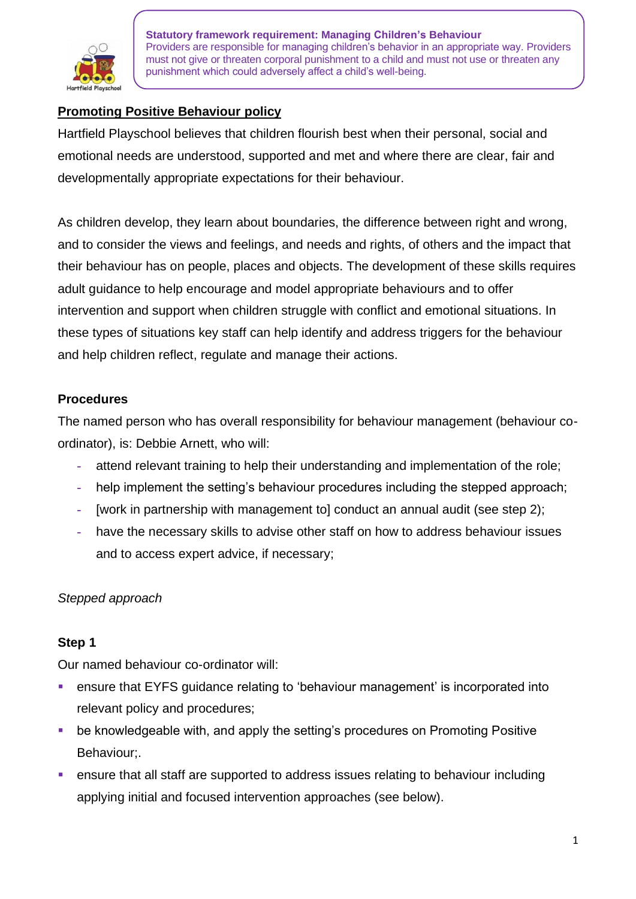**Statistical framework requirement: Managing Children's Behaviour**
Providers are responsible for managing children's behavior in an appropriate way. Providers must not give or threaten corporal punishment to a child and must not use or threaten any punishment which could adversely affect a child's well-being.

## Promoting Positive Behaviour policy

Hartfield Playschool believes that children flourish best when their personal, social and emotional needs are understood, supported and met and where there are clear, fair and developmentally appropriate expectations for their behaviour.

As children develop, they learn about boundaries, the difference between right and wrong, and to consider the views and feelings, and needs and rights, of others and the impact that their behaviour has on people, places and objects. The development of these skills requires adult guidance to help encourage and model appropriate behaviours and to offer intervention and support when children struggle with conflict and emotional situations. In these types of situations key staff can help identify and address triggers for the behaviour and help children reflect, regulate and manage their actions.

### Procedures

The named person who has overall responsibility for behaviour management (behaviour co-ordinator), is: Debbie Arnett, who will:

- attend relevant training to help their understanding and implementation of the role;
- help implement the setting's behaviour procedures including the stepped approach;
- [work in partnership with management to] conduct an annual audit (see step 2);
- have the necessary skills to advise other staff on how to address behaviour issues and to access expert advice, if necessary;

*Stepped approach*

### Step 1

Our named behaviour co-ordinator will:

- ensure that EYFS guidance relating to 'behaviour management' is incorporated into relevant policy and procedures;
- be knowledgeable with, and apply the setting's procedures on Promoting Positive Behaviour;.
- ensure that all staff are supported to address issues relating to behaviour including applying initial and focused intervention approaches (see below).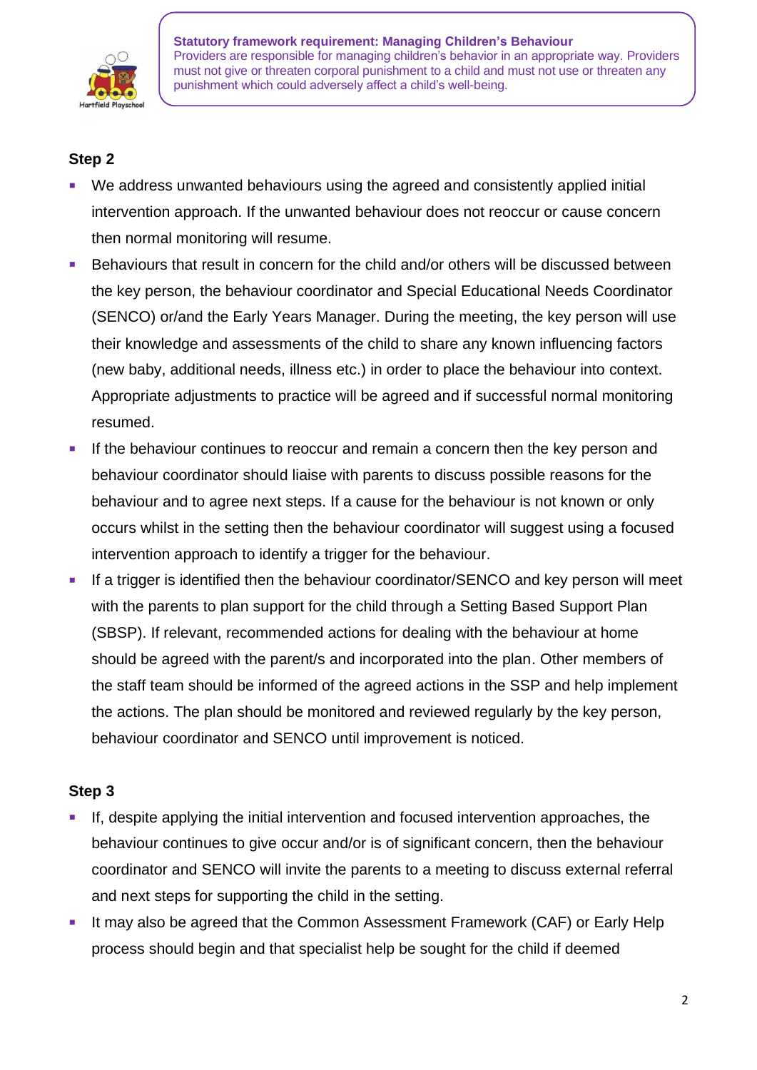**Statutory framework requirement: Managing Children's Behaviour**
Providers are responsible for managing children's behavior in an appropriate way. Providers must not give or threaten corporal punishment to a child and must not use or threaten any punishment which could adversely affect a child's well-being.

**Step 2**

- We address unwanted behaviours using the agreed and consistently applied initial intervention approach. If the unwanted behaviour does not reoccur or cause concern then normal monitoring will resume.
- Behaviours that result in concern for the child and/or others will be discussed between the key person, the behaviour coordinator and Special Educational Needs Coordinator (SENCO) or/and the Early Years Manager. During the meeting, the key person will use their knowledge and assessments of the child to share any known influencing factors (new baby, additional needs, illness etc.) in order to place the behaviour into context. Appropriate adjustments to practice will be agreed and if successful normal monitoring resumed.
- If the behaviour continues to reoccur and remain a concern then the key person and behaviour coordinator should liaise with parents to discuss possible reasons for the behaviour and to agree next steps. If a cause for the behaviour is not known or only occurs whilst in the setting then the behaviour coordinator will suggest using a focused intervention approach to identify a trigger for the behaviour.
- If a trigger is identified then the behaviour coordinator/SENCO and key person will meet with the parents to plan support for the child through a Setting Based Support Plan (SBSP). If relevant, recommended actions for dealing with the behaviour at home should be agreed with the parent/s and incorporated into the plan. Other members of the staff team should be informed of the agreed actions in the SSP and help implement the actions. The plan should be monitored and reviewed regularly by the key person, behaviour coordinator and SENCO until improvement is noticed.

**Step 3**

- If, despite applying the initial intervention and focused intervention approaches, the behaviour continues to give occur and/or is of significant concern, then the behaviour coordinator and SENCO will invite the parents to a meeting to discuss external referral and next steps for supporting the child in the setting.
- It may also be agreed that the Common Assessment Framework (CAF) or Early Help process should begin and that specialist help be sought for the child if deemed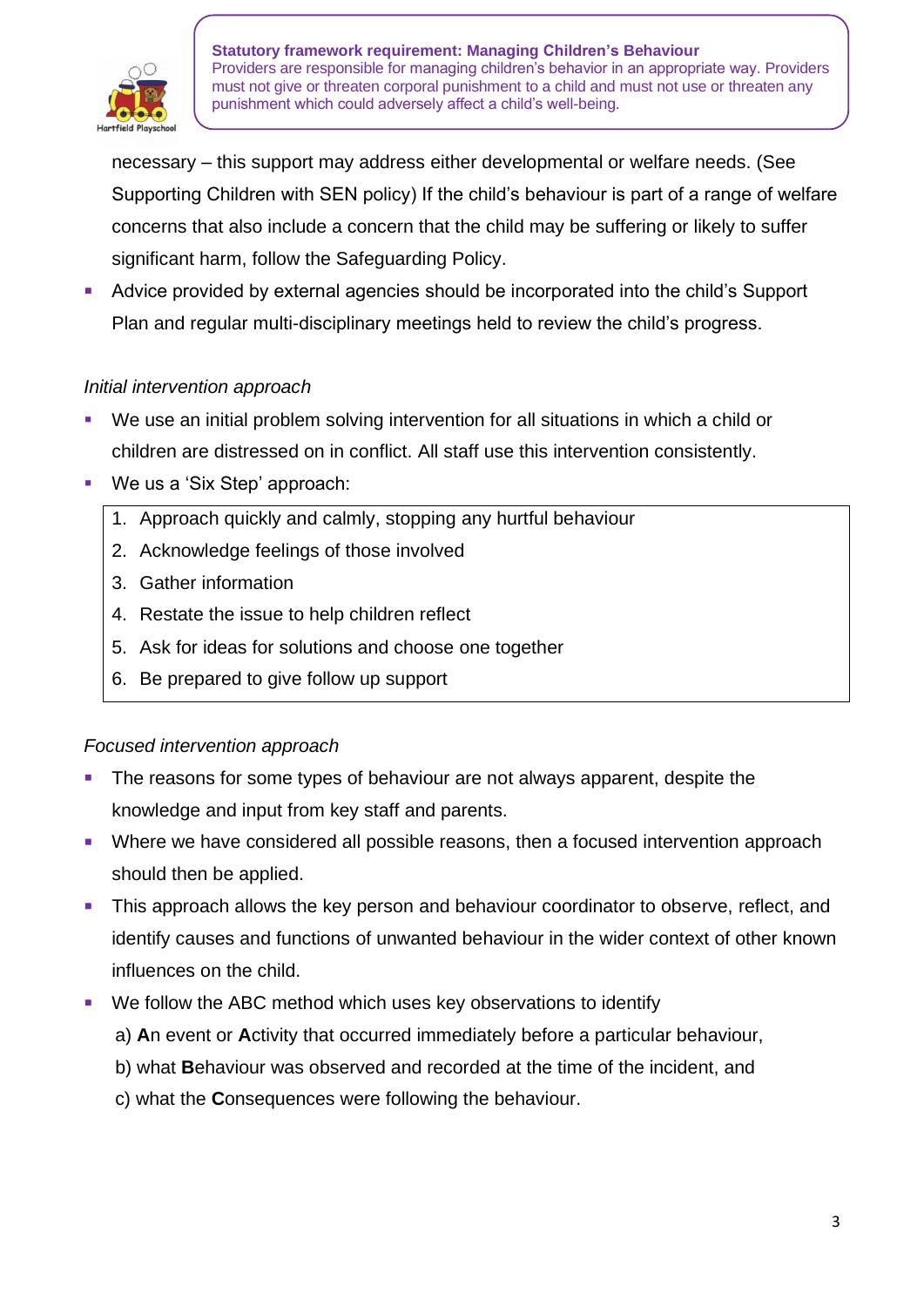**Statutory framework requirement: Managing Children's Behaviour**
Providers are responsible for managing children's behavior in an appropriate way. Providers must not give or threaten corporal punishment to a child and must not use or threaten any punishment which could adversely affect a child's well-being.

necessary – this support may address either developmental or welfare needs. (See Supporting Children with SEN policy) If the child's behaviour is part of a range of welfare concerns that also include a concern that the child may be suffering or likely to suffer significant harm, follow the Safeguarding Policy.

- Advice provided by external agencies should be incorporated into the child's Support Plan and regular multi-disciplinary meetings held to review the child's progress.

*Initial intervention approach*

- We use an initial problem solving intervention for all situations in which a child or children are distressed on in conflict. All staff use this intervention consistently.
- We us a 'Six Step' approach:

1. Approach quickly and calmly, stopping any hurtful behaviour
2. Acknowledge feelings of those involved
3. Gather information
4. Restate the issue to help children reflect
5. Ask for ideas for solutions and choose one together
6. Be prepared to give follow up support

*Focused intervention approach*

- The reasons for some types of behaviour are not always apparent, despite the knowledge and input from key staff and parents.
- Where we have considered all possible reasons, then a focused intervention approach should then be applied.
- This approach allows the key person and behaviour coordinator to observe, reflect, and identify causes and functions of unwanted behaviour in the wider context of other known influences on the child.
- We follow the ABC method which uses key observations to identify

  a) **A**n event or **A**ctivity that occurred immediately before a particular behaviour,

  b) what **B**ehaviour was observed and recorded at the time of the incident, and

  c) what the **C**onsequences were following the behaviour.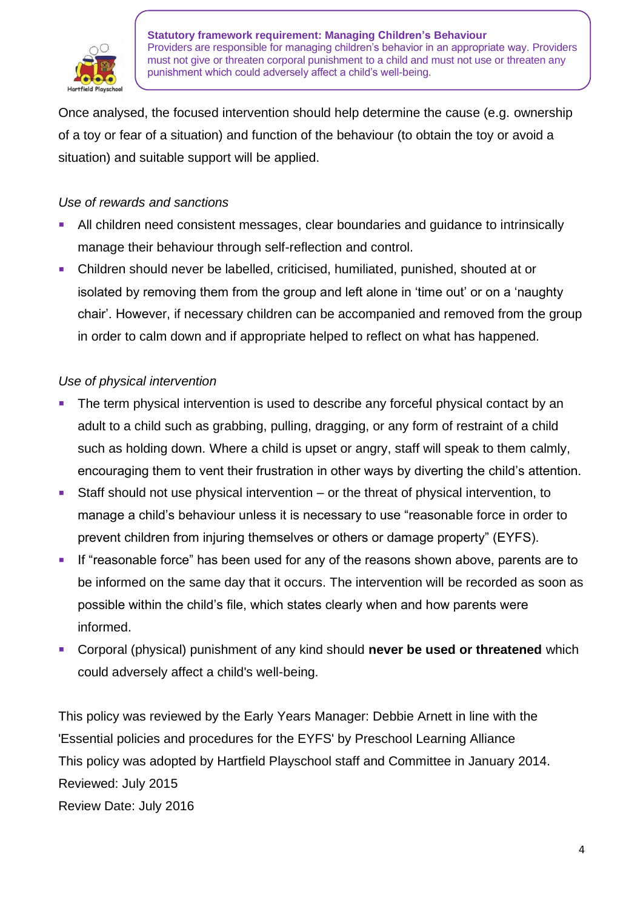**Statutory framework requirement: Managing Children's Behaviour**
Providers are responsible for managing children's behavior in an appropriate way. Providers must not give or threaten corporal punishment to a child and must not use or threaten any punishment which could adversely affect a child's well-being.

Once analysed, the focused intervention should help determine the cause (e.g. ownership of a toy or fear of a situation) and function of the behaviour (to obtain the toy or avoid a situation) and suitable support will be applied.

*Use of rewards and sanctions*

- All children need consistent messages, clear boundaries and guidance to intrinsically manage their behaviour through self-reflection and control.
- Children should never be labelled, criticised, humiliated, punished, shouted at or isolated by removing them from the group and left alone in 'time out' or on a 'naughty chair'. However, if necessary children can be accompanied and removed from the group in order to calm down and if appropriate helped to reflect on what has happened.

*Use of physical intervention*

- The term physical intervention is used to describe any forceful physical contact by an adult to a child such as grabbing, pulling, dragging, or any form of restraint of a child such as holding down. Where a child is upset or angry, staff will speak to them calmly, encouraging them to vent their frustration in other ways by diverting the child's attention.
- Staff should not use physical intervention – or the threat of physical intervention, to manage a child's behaviour unless it is necessary to use "reasonable force in order to prevent children from injuring themselves or others or damage property" (EYFS).
- If "reasonable force" has been used for any of the reasons shown above, parents are to be informed on the same day that it occurs. The intervention will be recorded as soon as possible within the child's file, which states clearly when and how parents were informed.
- Corporal (physical) punishment of any kind should **never be used or threatened** which could adversely affect a child's well-being.

This policy was reviewed by the Early Years Manager: Debbie Arnett in line with the 'Essential policies and procedures for the EYFS' by Preschool Learning Alliance
This policy was adopted by Hartfield Playschool staff and Committee in January 2014.
Reviewed: July 2015
Review Date: July 2016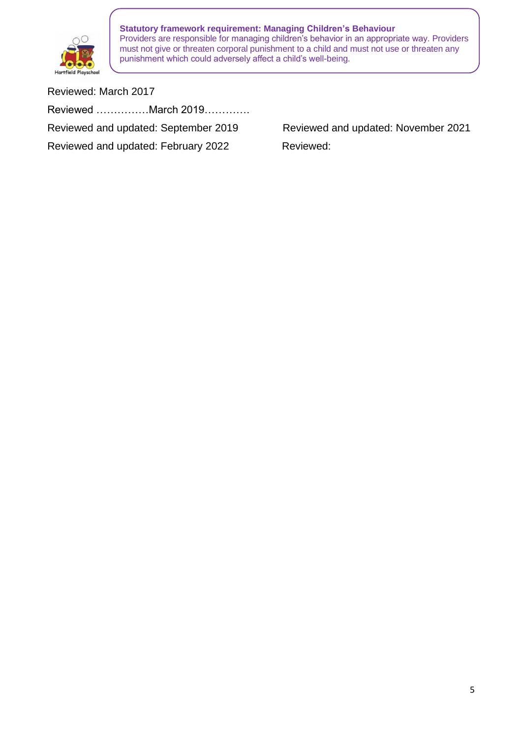**Statutory framework requirement: Managing Children's Behaviour**
Providers are responsible for managing children's behavior in an appropriate way. Providers must not give or threaten corporal punishment to a child and must not use or threaten any punishment which could adversely affect a child's well-being.

Reviewed: March 2017

Reviewed ……………March 2019………….

Reviewed and updated: September 2019

Reviewed and updated: November 2021

Reviewed and updated: February 2022

Reviewed: